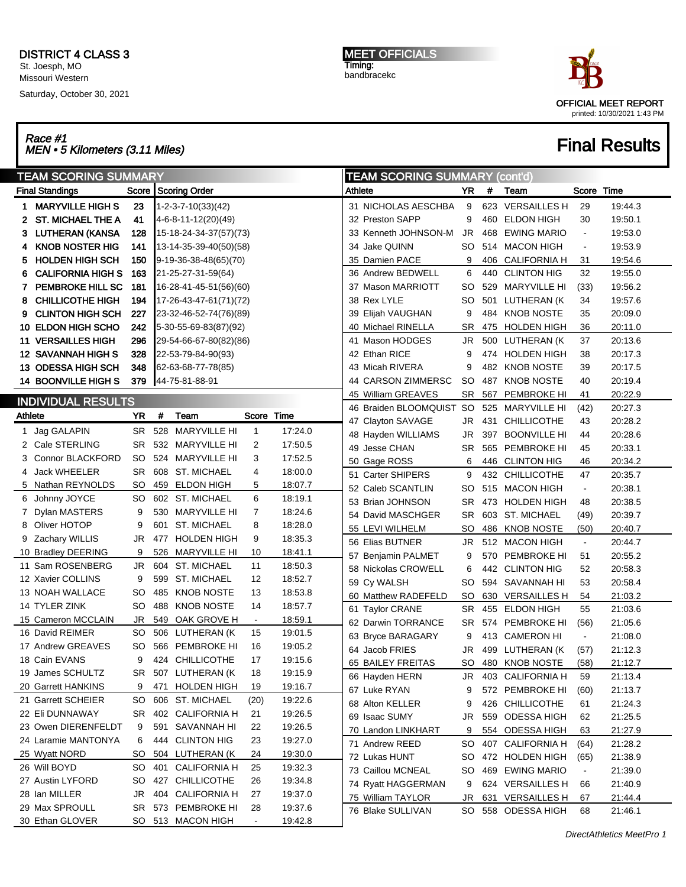**DISTRICT 4 CLASS 3**
St. Joesph, MO
Missouri Western
Saturday, October 30, 2021

**MEET OFFICIALS**
Timing:
bandbracekc

OFFICIAL MEET REPORT
printed: 10/30/2021 1:43 PM

## Race #1
*MEN • 5 Kilometers (3.11 Miles)*

# Final Results

## TEAM SCORING SUMMARY

| Final Standings | Score | Scoring Order |
|---|---|---|
| 1 MARYVILLE HIGH S | 23 | 1-2-3-7-10(33)(42) |
| 2 ST. MICHAEL THE A | 41 | 4-6-8-11-12(20)(49) |
| 3 LUTHERAN (KANSA | 128 | 15-18-24-34-37(57)(73) |
| 4 KNOB NOSTER HIG | 141 | 13-14-35-39-40(50)(58) |
| 5 HOLDEN HIGH SCH | 150 | 9-19-36-38-48(65)(70) |
| 6 CALIFORNIA HIGH S | 163 | 21-25-27-31-59(64) |
| 7 PEMBROKE HILL SC | 181 | 16-28-41-45-51(56)(60) |
| 8 CHILLICOTHE HIGH | 194 | 17-26-43-47-61(71)(72) |
| 9 CLINTON HIGH SCH | 227 | 23-32-46-52-74(76)(89) |
| 10 ELDON HIGH SCHO | 242 | 5-30-55-69-83(87)(92) |
| 11 VERSAILLES HIGH | 296 | 29-54-66-67-80(82)(86) |
| 12 SAVANNAH HIGH S | 328 | 22-53-79-84-90(93) |
| 13 ODESSA HIGH SCH | 348 | 62-63-68-77-78(85) |
| 14 BOONVILLE HIGH S | 379 | 44-75-81-88-91 |

## INDIVIDUAL RESULTS

| Athlete | YR | # | Team | Score | Time |
|---|---|---|---|---|---|
| 1 Jag GALAPIN | SR | 528 | MARYVILLE HI | 1 | 17:24.0 |
| 2 Cale STERLING | SR | 532 | MARYVILLE HI | 2 | 17:50.5 |
| 3 Connor BLACKFORD | SO | 524 | MARYVILLE HI | 3 | 17:52.5 |
| 4 Jack WHEELER | SR | 608 | ST. MICHAEL | 4 | 18:00.0 |
| 5 Nathan REYNOLDS | SO | 459 | ELDON HIGH | 5 | 18:07.7 |
| 6 Johnny JOYCE | SO | 602 | ST. MICHAEL | 6 | 18:19.1 |
| 7 Dylan MASTERS | 9 | 530 | MARYVILLE HI | 7 | 18:24.6 |
| 8 Oliver HOTOP | 9 | 601 | ST. MICHAEL | 8 | 18:28.0 |
| 9 Zachary WILLIS | JR | 477 | HOLDEN HIGH | 9 | 18:35.3 |
| 10 Bradley DEERING | 9 | 526 | MARYVILLE HI | 10 | 18:41.1 |
| 11 Sam ROSENBERG | JR | 604 | ST. MICHAEL | 11 | 18:50.3 |
| 12 Xavier COLLINS | 9 | 599 | ST. MICHAEL | 12 | 18:52.7 |
| 13 NOAH WALLACE | SO | 485 | KNOB NOSTE | 13 | 18:53.8 |
| 14 TYLER ZINK | SO | 488 | KNOB NOSTE | 14 | 18:57.7 |
| 15 Cameron MCCLAIN | JR | 549 | OAK GROVE H | - | 18:59.1 |
| 16 David REIMER | SO | 506 | LUTHERAN (K | 15 | 19:01.5 |
| 17 Andrew GREAVES | SO | 566 | PEMBROKE HI | 16 | 19:05.2 |
| 18 Cain EVANS | 9 | 424 | CHILLICOTHE | 17 | 19:15.6 |
| 19 James SCHULTZ | SR | 507 | LUTHERAN (K | 18 | 19:15.9 |
| 20 Garrett HANKINS | 9 | 471 | HOLDEN HIGH | 19 | 19:16.7 |
| 21 Garrett SCHEIER | SO | 606 | ST. MICHAEL | (20) | 19:22.6 |
| 22 Eli DUNNAWAY | SR | 402 | CALIFORNIA H | 21 | 19:26.5 |
| 23 Owen DIERENFELDT | 9 | 591 | SAVANNAH HI | 22 | 19:26.5 |
| 24 Laramie MANTONYA | 6 | 444 | CLINTON HIG | 23 | 19:27.0 |
| 25 Wyatt NORD | SO | 504 | LUTHERAN (K | 24 | 19:30.0 |
| 26 Will BOYD | SO | 401 | CALIFORNIA H | 25 | 19:32.3 |
| 27 Austin LYFORD | SO | 427 | CHILLICOTHE | 26 | 19:34.8 |
| 28 Ian MILLER | JR | 404 | CALIFORNIA H | 27 | 19:37.0 |
| 29 Max SPROULL | SR | 573 | PEMBROKE HI | 28 | 19:37.6 |
| 30 Ethan GLOVER | SO | 513 | MACON HIGH | - | 19:42.8 |
| 31 NICHOLAS AESCHBA | 9 | 623 | VERSAILLES H | 29 | 19:44.3 |
| 32 Preston SAPP | 9 | 460 | ELDON HIGH | 30 | 19:50.1 |
| 33 Kenneth JOHNSON-M | JR | 468 | EWING MARIO | - | 19:53.0 |
| 34 Jake QUINN | SO | 514 | MACON HIGH | - | 19:53.9 |
| 35 Damien PACE | 9 | 406 | CALIFORNIA H | 31 | 19:54.6 |
| 36 Andrew BEDWELL | 6 | 440 | CLINTON HIG | 32 | 19:55.0 |
| 37 Mason MARRIOTT | SO | 529 | MARYVILLE HI | (33) | 19:56.2 |
| 38 Rex LYLE | SO | 501 | LUTHERAN (K | 34 | 19:57.6 |
| 39 Elijah VAUGHAN | 9 | 484 | KNOB NOSTE | 35 | 20:09.0 |
| 40 Michael RINELLA | SR | 475 | HOLDEN HIGH | 36 | 20:11.0 |
| 41 Mason HODGES | JR | 500 | LUTHERAN (K | 37 | 20:13.6 |
| 42 Ethan RICE | 9 | 474 | HOLDEN HIGH | 38 | 20:17.3 |
| 43 Micah RIVERA | 9 | 482 | KNOB NOSTE | 39 | 20:17.5 |
| 44 CARSON ZIMMERSC | SO | 487 | KNOB NOSTE | 40 | 20:19.4 |
| 45 William GREAVES | SR | 567 | PEMBROKE HI | 41 | 20:22.9 |
| 46 Braiden BLOOMQUIST | SO | 525 | MARYVILLE HI | (42) | 20:27.3 |
| 47 Clayton SAVAGE | JR | 431 | CHILLICOTHE | 43 | 20:28.2 |
| 48 Hayden WILLIAMS | JR | 397 | BOONVILLE HI | 44 | 20:28.6 |
| 49 Jesse CHAN | SR | 565 | PEMBROKE HI | 45 | 20:33.1 |
| 50 Gage ROSS | 6 | 446 | CLINTON HIG | 46 | 20:34.2 |
| 51 Carter SHIPERS | 9 | 432 | CHILLICOTHE | 47 | 20:35.7 |
| 52 Caleb SCANTLIN | SO | 515 | MACON HIGH | - | 20:38.1 |
| 53 Brian JOHNSON | SR | 473 | HOLDEN HIGH | 48 | 20:38.5 |
| 54 David MASCHGER | SR | 603 | ST. MICHAEL | (49) | 20:39.7 |
| 55 LEVI WILHELM | SO | 486 | KNOB NOSTE | (50) | 20:40.7 |
| 56 Elias BUTNER | JR | 512 | MACON HIGH | - | 20:44.7 |
| 57 Benjamin PALMET | 9 | 570 | PEMBROKE HI | 51 | 20:55.2 |
| 58 Nickolas CROWELL | 6 | 442 | CLINTON HIG | 52 | 20:58.3 |
| 59 Cy WALSH | SO | 594 | SAVANNAH HI | 53 | 20:58.4 |
| 60 Matthew RADEFELD | SO | 630 | VERSAILLES H | 54 | 21:03.2 |
| 61 Taylor CRANE | SR | 455 | ELDON HIGH | 55 | 21:03.6 |
| 62 Darwin TORRANCE | SR | 574 | PEMBROKE HI | (56) | 21:05.6 |
| 63 Bryce BARAGARY | 9 | 413 | CAMERON HI | - | 21:08.0 |
| 64 Jacob FRIES | JR | 499 | LUTHERAN (K | (57) | 21:12.3 |
| 65 BAILEY FREITAS | SO | 480 | KNOB NOSTE | (58) | 21:12.7 |
| 66 Hayden HERN | JR | 403 | CALIFORNIA H | 59 | 21:13.4 |
| 67 Luke RYAN | 9 | 572 | PEMBROKE HI | (60) | 21:13.7 |
| 68 Alton KELLER | 9 | 426 | CHILLICOTHE | 61 | 21:24.3 |
| 69 Isaac SUMY | JR | 559 | ODESSA HIGH | 62 | 21:25.5 |
| 70 Landon LINKHART | 9 | 554 | ODESSA HIGH | 63 | 21:27.9 |
| 71 Andrew REED | SO | 407 | CALIFORNIA H | (64) | 21:28.2 |
| 72 Lukas HUNT | SO | 472 | HOLDEN HIGH | (65) | 21:38.9 |
| 73 Caillou MCNEAL | SO | 469 | EWING MARIO | - | 21:39.0 |
| 74 Ryatt HAGGERMAN | 9 | 624 | VERSAILLES H | 66 | 21:40.9 |
| 75 William TAYLOR | JR | 631 | VERSAILLES H | 67 | 21:44.4 |
| 76 Blake SULLIVAN | SO | 558 | ODESSA HIGH | 68 | 21:46.1 |

*DirectAthletics MeetPro 1*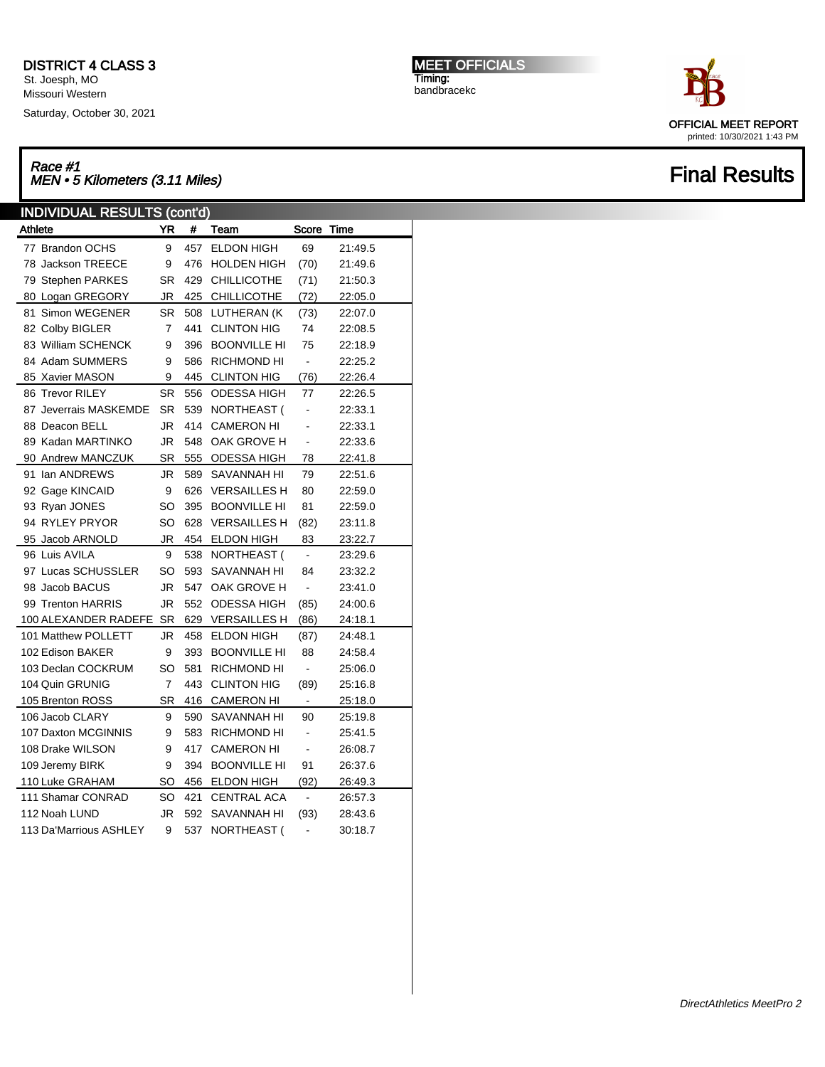**DISTRICT 4 CLASS 3**
St. Joesph, MO
Missouri Western
Saturday, October 30, 2021

**MEET OFFICIALS**
Timing:
bandbracekc

OFFICIAL MEET REPORT
printed: 10/30/2021 1:43 PM

## *Race #1*
## *MEN • 5 Kilometers (3.11 Miles)*

# Final Results

### INDIVIDUAL RESULTS (cont'd)

| Athlete | YR | # | Team | Score | Time |
|---|---|---|---|---|---|
| 77 Brandon OCHS | 9 | 457 | ELDON HIGH | 69 | 21:49.5 |
| 78 Jackson TREECE | 9 | 476 | HOLDEN HIGH | (70) | 21:49.6 |
| 79 Stephen PARKES | SR | 429 | CHILLICOTHE | (71) | 21:50.3 |
| 80 Logan GREGORY | JR | 425 | CHILLICOTHE | (72) | 22:05.0 |
| 81 Simon WEGENER | SR | 508 | LUTHERAN (K | (73) | 22:07.0 |
| 82 Colby BIGLER | 7 | 441 | CLINTON HIG | 74 | 22:08.5 |
| 83 William SCHENCK | 9 | 396 | BOONVILLE HI | 75 | 22:18.9 |
| 84 Adam SUMMERS | 9 | 586 | RICHMOND HI | - | 22:25.2 |
| 85 Xavier MASON | 9 | 445 | CLINTON HIG | (76) | 22:26.4 |
| 86 Trevor RILEY | SR | 556 | ODESSA HIGH | 77 | 22:26.5 |
| 87 Jeverrais MASKEMDE | SR | 539 | NORTHEAST ( | - | 22:33.1 |
| 88 Deacon BELL | JR | 414 | CAMERON HI | - | 22:33.1 |
| 89 Kadan MARTINKO | JR | 548 | OAK GROVE H | - | 22:33.6 |
| 90 Andrew MANCZUK | SR | 555 | ODESSA HIGH | 78 | 22:41.8 |
| 91 Ian ANDREWS | JR | 589 | SAVANNAH HI | 79 | 22:51.6 |
| 92 Gage KINCAID | 9 | 626 | VERSAILLES H | 80 | 22:59.0 |
| 93 Ryan JONES | SO | 395 | BOONVILLE HI | 81 | 22:59.0 |
| 94 RYLEY PRYOR | SO | 628 | VERSAILLES H | (82) | 23:11.8 |
| 95 Jacob ARNOLD | JR | 454 | ELDON HIGH | 83 | 23:22.7 |
| 96 Luis AVILA | 9 | 538 | NORTHEAST ( | - | 23:29.6 |
| 97 Lucas SCHUSSLER | SO | 593 | SAVANNAH HI | 84 | 23:32.2 |
| 98 Jacob BACUS | JR | 547 | OAK GROVE H | - | 23:41.0 |
| 99 Trenton HARRIS | JR | 552 | ODESSA HIGH | (85) | 24:00.6 |
| 100 ALEXANDER RADEFE | SR | 629 | VERSAILLES H | (86) | 24:18.1 |
| 101 Matthew POLLETT | JR | 458 | ELDON HIGH | (87) | 24:48.1 |
| 102 Edison BAKER | 9 | 393 | BOONVILLE HI | 88 | 24:58.4 |
| 103 Declan COCKRUM | SO | 581 | RICHMOND HI | - | 25:06.0 |
| 104 Quin GRUNIG | 7 | 443 | CLINTON HIG | (89) | 25:16.8 |
| 105 Brenton ROSS | SR | 416 | CAMERON HI | - | 25:18.0 |
| 106 Jacob CLARY | 9 | 590 | SAVANNAH HI | 90 | 25:19.8 |
| 107 Daxton MCGINNIS | 9 | 583 | RICHMOND HI | - | 25:41.5 |
| 108 Drake WILSON | 9 | 417 | CAMERON HI | - | 26:08.7 |
| 109 Jeremy BIRK | 9 | 394 | BOONVILLE HI | 91 | 26:37.6 |
| 110 Luke GRAHAM | SO | 456 | ELDON HIGH | (92) | 26:49.3 |
| 111 Shamar CONRAD | SO | 421 | CENTRAL ACA | - | 26:57.3 |
| 112 Noah LUND | JR | 592 | SAVANNAH HI | (93) | 28:43.6 |
| 113 Da'Marrious ASHLEY | 9 | 537 | NORTHEAST ( | - | 30:18.7 |

*DirectAthletics MeetPro 2*